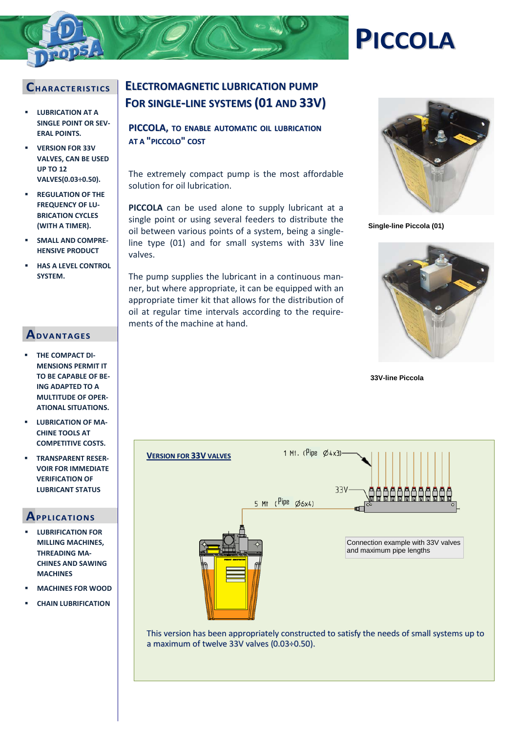# PICCOLA

## CHARACTERISTICS

- LUBRICATION AT A SINGLE POINT OR SEVERAL POINTS.
- VERSION FOR 33V VALVES, CAN BE USED UP TO 12 VALVES(0.03÷0.50).
- REGULATION OF THE FREQUENCY OF LUBRICATION CYCLES (WITH A TIMER).
- SMALL AND COMPREHENSIVE PRODUCT
- HAS A LEVEL CONTROL SYSTEM.

## ADVANTAGES

- THE COMPACT DIMENSIONS PERMIT IT TO BE CAPABLE OF BEING ADAPTED TO A MULTITUDE OF OPERATIONAL SITUATIONS.
- LUBRICATION OF MACHINE TOOLS AT COMPETITIVE COSTS.
- TRANSPARENT RESERVOIR FOR IMMEDIATE VERIFICATION OF LUBRICANT STATUS

## APPLICATIONS

- LUBRIFICATION FOR MILLING MACHINES, THREADING MACHINES AND SAWING MACHINES
- MACHINES FOR WOOD
- CHAIN LUBRIFICATION

## ELECTROMAGNETIC LUBRICATION PUMP FOR SINGLE-LINE SYSTEMS (01 AND 33V)

### PICCOLA, TO ENABLE AUTOMATIC OIL LUBRICATION AT A "PICCOLO" COST

The extremely compact pump is the most affordable solution for oil lubrication.

**PICCOLA** can be used alone to supply lubricant at a single point or using several feeders to distribute the oil between various points of a system, being a single-line type (01) and for small systems with 33V line valves.

The pump supplies the lubricant in a continuous manner, but where appropriate, it can be equipped with an appropriate timer kit that allows for the distribution of oil at regular time intervals according to the requirements of the machine at hand.

Single-line Piccola (01)

33V-line Piccola

### VERSION FOR 33V VALVES

1 Mt. (Pipe Ø4x3)

33V

5 Mt (Pipe Ø6x4)

Connection example with 33V valves and maximum pipe lengths

This version has been appropriately constructed to satisfy the needs of small systems up to a maximum of twelve 33V valves (0.03÷0.50).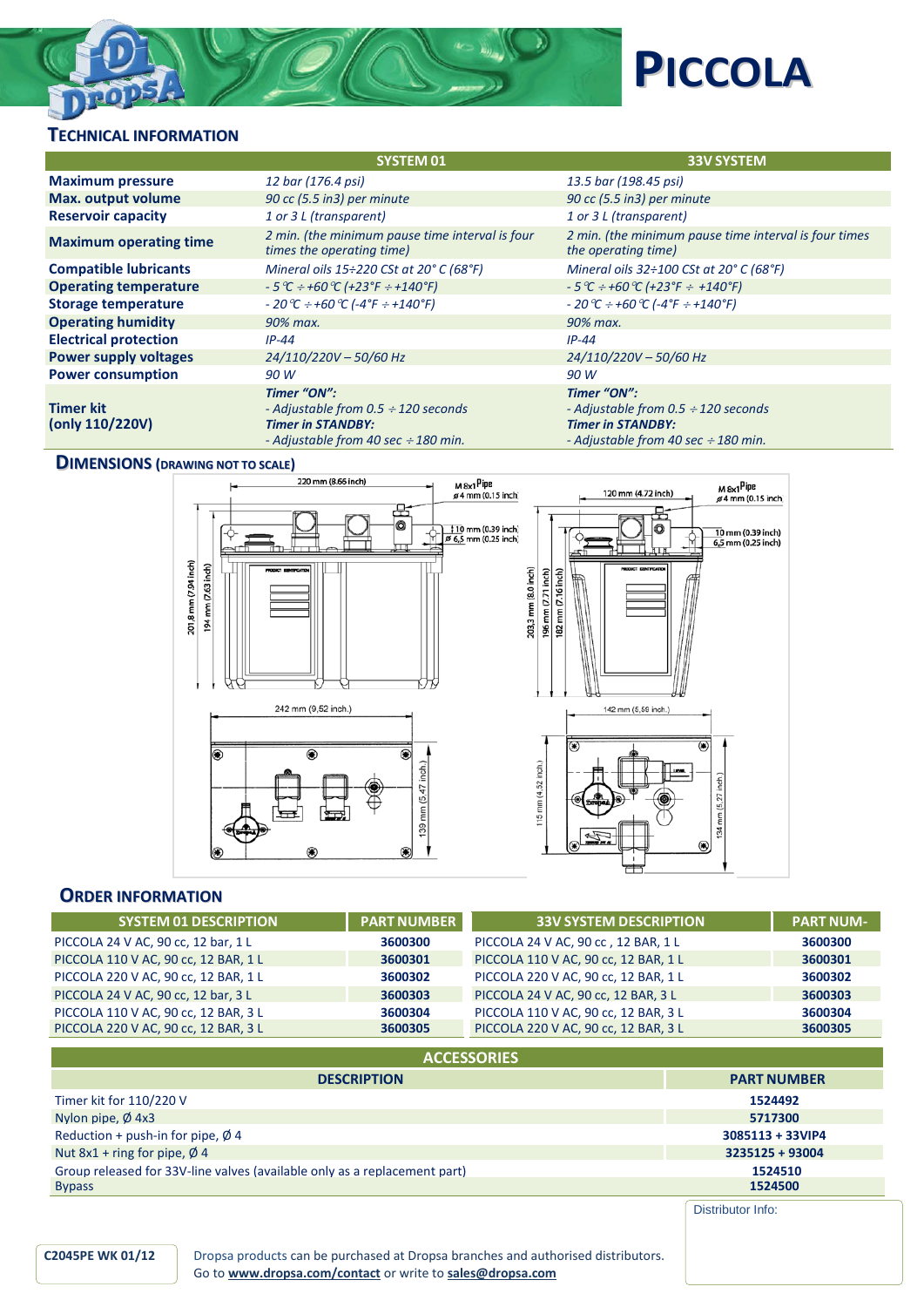# PICCOLA

## TECHNICAL INFORMATION

| | SYSTEM 01 | 33V SYSTEM |
|---|---|---|
| **Maximum pressure** | *12 bar (176.4 psi)* | *13.5 bar (198.45 psi)* |
| **Max. output volume** | *90 cc (5.5 in3) per minute* | *90 cc (5.5 in3) per minute* |
| **Reservoir capacity** | *1 or 3 L (transparent)* | *1 or 3 L (transparent)* |
| **Maximum operating time** | *2 min. (the minimum pause time interval is four times the operating time)* | *2 min. (the minimum pause time interval is four times the operating time)* |
| **Compatible lubricants** | *Mineral oils 15÷220 CSt at 20° C (68°F)* | *Mineral oils 32÷100 CSt at 20° C (68°F)* |
| **Operating temperature** | *- 5 ℃ ÷ +60 ℃ (+23°F ÷ +140°F)* | *- 5 ℃ ÷ +60 ℃ (+23°F ÷ +140°F)* |
| **Storage temperature** | *- 20 ℃ ÷ +60 ℃ (-4°F ÷ +140°F)* | *- 20 ℃ ÷ +60 ℃ (-4°F ÷ +140°F)* |
| **Operating humidity** | *90% max.* | *90% max.* |
| **Electrical protection** | *IP-44* | *IP-44* |
| **Power supply voltages** | *24/110/220V – 50/60 Hz* | *24/110/220V – 50/60 Hz* |
| **Power consumption** | *90 W* | *90 W* |
| **Timer kit (only 110/220V)** | ***Timer "ON":*** *- Adjustable from 0.5 ÷ 120 seconds* ***Timer in STANDBY:*** *- Adjustable from 40 sec ÷ 180 min.* | ***Timer "ON":*** *- Adjustable from 0.5 ÷ 120 seconds* ***Timer in STANDBY:*** *- Adjustable from 40 sec ÷ 180 min.* |

## DIMENSIONS (DRAWING NOT TO SCALE)

220 mm (8.66 inch)
M 8x1 Pipe ø 4 mm (0.15 inch)
10 mm (0.39 inch)
ø 6,5 mm (0.25 inch)
201.8 mm (7.94 inch)
194 mm (7.63 inch)
242 mm (9,52 inch.)
139 mm (5.47 inch.)

120 mm (4.72 inch)
M 8x1 Pipe ø 4 mm (0.15 inch)
10 mm (0.39 inch)
6,5 mm (0.25 inch)
203,3 mm (8.0 inch)
196 mm (7.71 inch)
182 mm (7.16 inch)
142 mm (5,59 inch.)
115 mm (4.52 inch.)
134 mm (5.27 inch.)

## ORDER INFORMATION

| SYSTEM 01 DESCRIPTION | PART NUMBER | 33V SYSTEM DESCRIPTION | PART NUM- |
|---|---|---|---|
| PICCOLA 24 V AC, 90 cc, 12 bar, 1 L | 3600300 | PICCOLA 24 V AC, 90 cc , 12 BAR, 1 L | 3600300 |
| PICCOLA 110 V AC, 90 cc, 12 BAR, 1 L | 3600301 | PICCOLA 110 V AC, 90 cc, 12 BAR, 1 L | 3600301 |
| PICCOLA 220 V AC, 90 cc, 12 BAR, 1 L | 3600302 | PICCOLA 220 V AC, 90 cc, 12 BAR, 1 L | 3600302 |
| PICCOLA 24 V AC, 90 cc, 12 bar, 3 L | 3600303 | PICCOLA 24 V AC, 90 cc, 12 BAR, 3 L | 3600303 |
| PICCOLA 110 V AC, 90 cc, 12 BAR, 3 L | 3600304 | PICCOLA 110 V AC, 90 cc, 12 BAR, 3 L | 3600304 |
| PICCOLA 220 V AC, 90 cc, 12 BAR, 3 L | 3600305 | PICCOLA 220 V AC, 90 cc, 12 BAR, 3 L | 3600305 |

| ACCESSORIES | |
|---|---|
| **DESCRIPTION** | **PART NUMBER** |
| Timer kit for 110/220 V | 1524492 |
| Nylon pipe, Ø 4x3 | 5717300 |
| Reduction + push-in for pipe, Ø 4 | 3085113 + 33VIP4 |
| Nut 8x1 + ring for pipe, Ø 4 | 3235125 + 93004 |
| Group released for 33V-line valves (available only as a replacement part) | 1524510 |
| Bypass | 1524500 |

Distributor Info:

C2045PE WK 01/12

Dropsa products can be purchased at Dropsa branches and authorised distributors.
Go to **www.dropsa.com/contact** or write to **sales@dropsa.com**